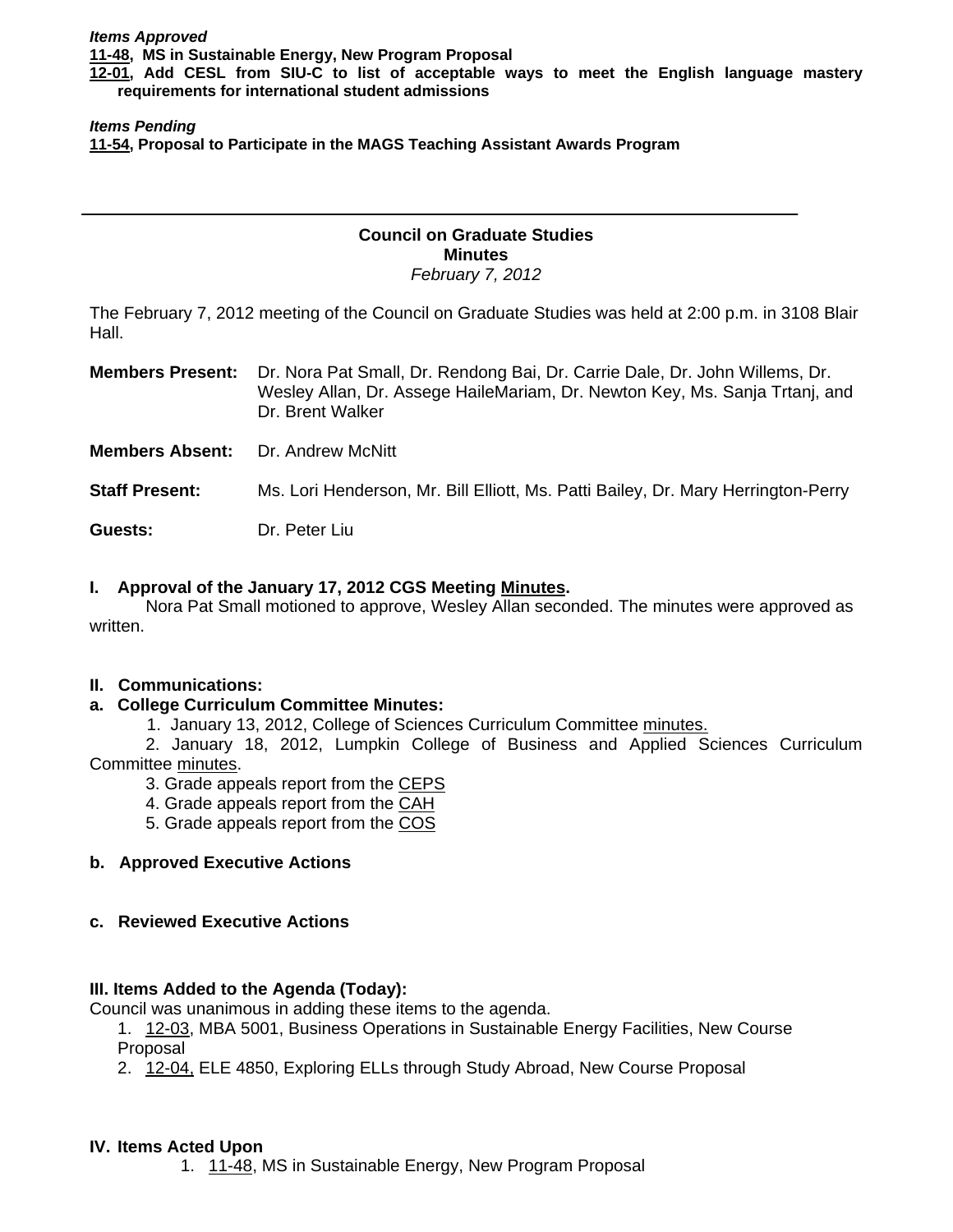***Items Approved***

**11-48, MS in Sustainable Energy, New Program Proposal**

**12-01, Add CESL from SIU-C to list of acceptable ways to meet the English language mastery requirements for international student admissions**

***Items Pending***

**11-54, Proposal to Participate in the MAGS Teaching Assistant Awards Program**

---

## Council on Graduate Studies
### Minutes
*February 7, 2012*

The February 7, 2012 meeting of the Council on Graduate Studies was held at 2:00 p.m. in 3108 Blair Hall.

**Members Present:** Dr. Nora Pat Small, Dr. Rendong Bai, Dr. Carrie Dale, Dr. John Willems, Dr. Wesley Allan, Dr. Assege HaileMariam, Dr. Newton Key, Ms. Sanja Trtanj, and Dr. Brent Walker

**Members Absent:** Dr. Andrew McNitt

**Staff Present:** Ms. Lori Henderson, Mr. Bill Elliott, Ms. Patti Bailey, Dr. Mary Herrington-Perry

**Guests:** Dr. Peter Liu

### I. Approval of the January 17, 2012 CGS Meeting Minutes.

Nora Pat Small motioned to approve, Wesley Allan seconded. The minutes were approved as written.

### II. Communications:

**a. College Curriculum Committee Minutes:**

1. January 13, 2012, College of Sciences Curriculum Committee minutes.
2. January 18, 2012, Lumpkin College of Business and Applied Sciences Curriculum Committee minutes.
3. Grade appeals report from the CEPS
4. Grade appeals report from the CAH
5. Grade appeals report from the COS

**b. Approved Executive Actions**

**c. Reviewed Executive Actions**

### III. Items Added to the Agenda (Today):

Council was unanimous in adding these items to the agenda.

1. 12-03, MBA 5001, Business Operations in Sustainable Energy Facilities, New Course Proposal
2. 12-04, ELE 4850, Exploring ELLs through Study Abroad, New Course Proposal

### IV. Items Acted Upon

1. 11-48, MS in Sustainable Energy, New Program Proposal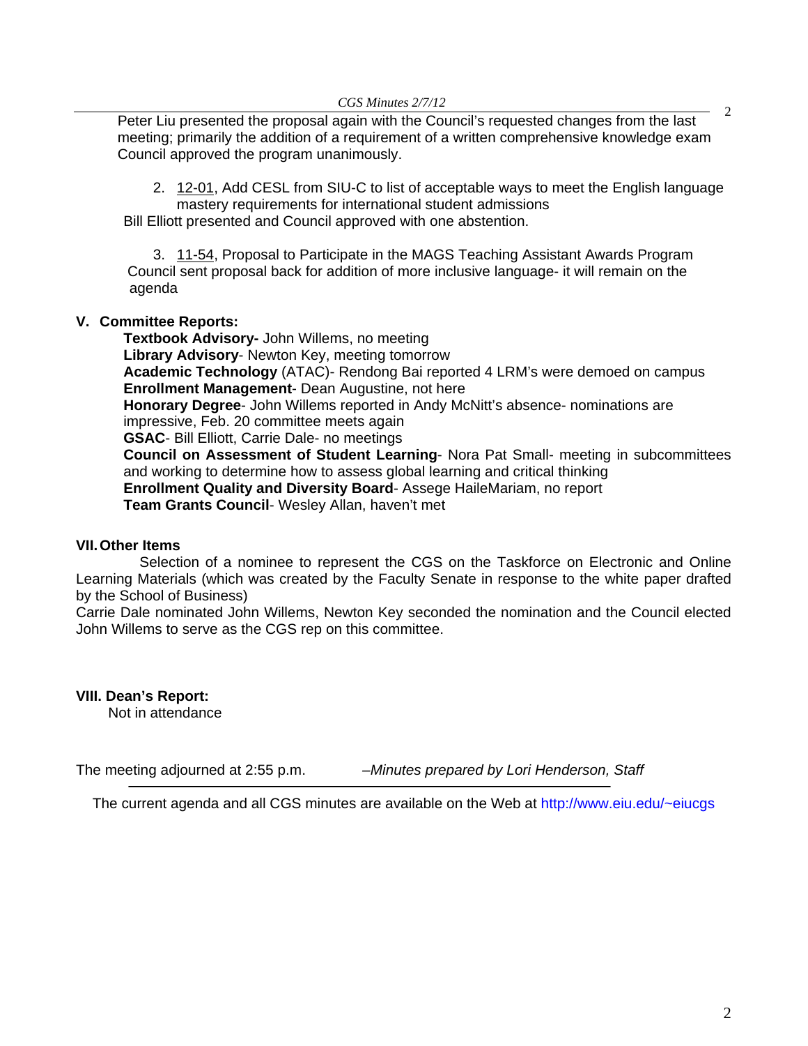Peter Liu presented the proposal again with the Council's requested changes from the last meeting; primarily the addition of a requirement of a written comprehensive knowledge exam Council approved the program unanimously.

2. 12-01, Add CESL from SIU-C to list of acceptable ways to meet the English language mastery requirements for international student admissions

Bill Elliott presented and Council approved with one abstention.

3. 11-54, Proposal to Participate in the MAGS Teaching Assistant Awards Program

Council sent proposal back for addition of more inclusive language- it will remain on the agenda

## V. Committee Reports:

**Textbook Advisory-** John Willems, no meeting
**Library Advisory**- Newton Key, meeting tomorrow
**Academic Technology** (ATAC)- Rendong Bai reported 4 LRM's were demoed on campus
**Enrollment Management**- Dean Augustine, not here
**Honorary Degree**- John Willems reported in Andy McNitt's absence- nominations are impressive, Feb. 20 committee meets again
**GSAC**- Bill Elliott, Carrie Dale- no meetings
**Council on Assessment of Student Learning**- Nora Pat Small- meeting in subcommittees and working to determine how to assess global learning and critical thinking
**Enrollment Quality and Diversity Board**- Assege HaileMariam, no report
**Team Grants Council**- Wesley Allan, haven't met

## VII. Other Items

Selection of a nominee to represent the CGS on the Taskforce on Electronic and Online Learning Materials (which was created by the Faculty Senate in response to the white paper drafted by the School of Business)

Carrie Dale nominated John Willems, Newton Key seconded the nomination and the Council elected John Willems to serve as the CGS rep on this committee.

## VIII. Dean's Report:

Not in attendance

The meeting adjourned at 2:55 p.m. *–Minutes prepared by Lori Henderson, Staff*

---

The current agenda and all CGS minutes are available on the Web at http://www.eiu.edu/~eiucgs